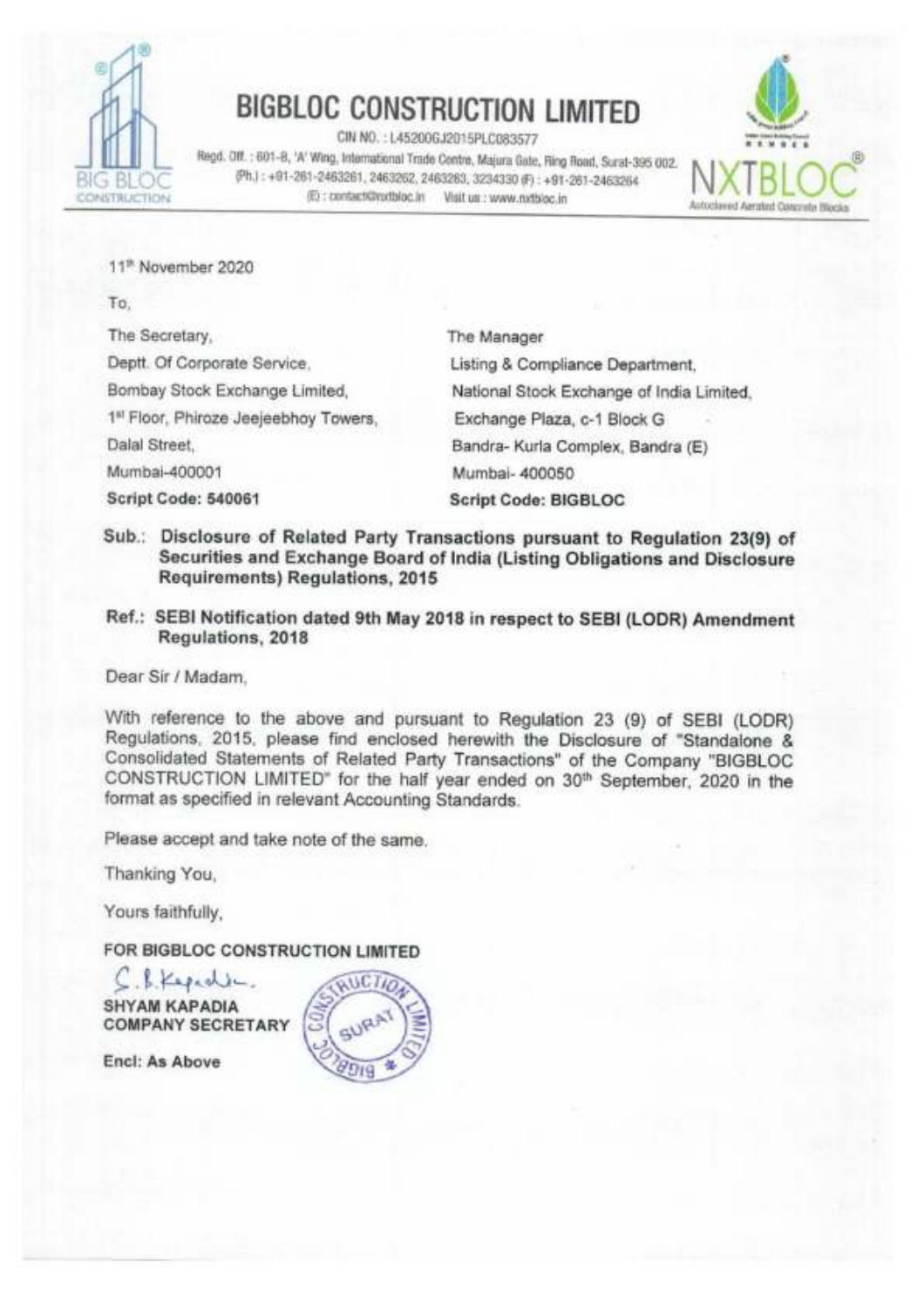# BIGBLOC CONSTRUCTION LIMITED

CIN NO. : L45200GJ2015PLC083577

Regd. Off. : 601-B, 'A' Wing, International Trade Centre, Majura Gate, Ring Road, Surat-395 002. (Ph.) : +91-261-2463261, 2463262, 2463263, 3234330 (F) : +91-261-2463264

(E) : contact@nxtbloc.in Visit us : www.nxtbloc.in

NXTBLOC® Autoclaved Aerated Concrete Blocks

11th November 2020

To,

| | |
|---|---|
| The Secretary, | The Manager |
| Deptt. Of Corporate Service, | Listing & Compliance Department, |
| Bombay Stock Exchange Limited, | National Stock Exchange of India Limited, |
| 1st Floor, Phiroze Jeejeebhoy Towers, | Exchange Plaza, c-1 Block G |
| Dalal Street, | Bandra- Kurla Complex, Bandra (E) |
| Mumbai-400001 | Mumbai- 400050 |
| **Script Code: 540061** | **Script Code: BIGBLOC** |

**Sub.: Disclosure of Related Party Transactions pursuant to Regulation 23(9) of Securities and Exchange Board of India (Listing Obligations and Disclosure Requirements) Regulations, 2015**

**Ref.: SEBI Notification dated 9th May 2018 in respect to SEBI (LODR) Amendment Regulations, 2018**

Dear Sir / Madam,

With reference to the above and pursuant to Regulation 23 (9) of SEBI (LODR) Regulations, 2015, please find enclosed herewith the Disclosure of "Standalone & Consolidated Statements of Related Party Transactions" of the Company "BIGBLOC CONSTRUCTION LIMITED" for the half year ended on 30th September, 2020 in the format as specified in relevant Accounting Standards.

Please accept and take note of the same.

Thanking You,

Yours faithfully,

**FOR BIGBLOC CONSTRUCTION LIMITED**

**SHYAM KAPADIA**
**COMPANY SECRETARY**

**Encl: As Above**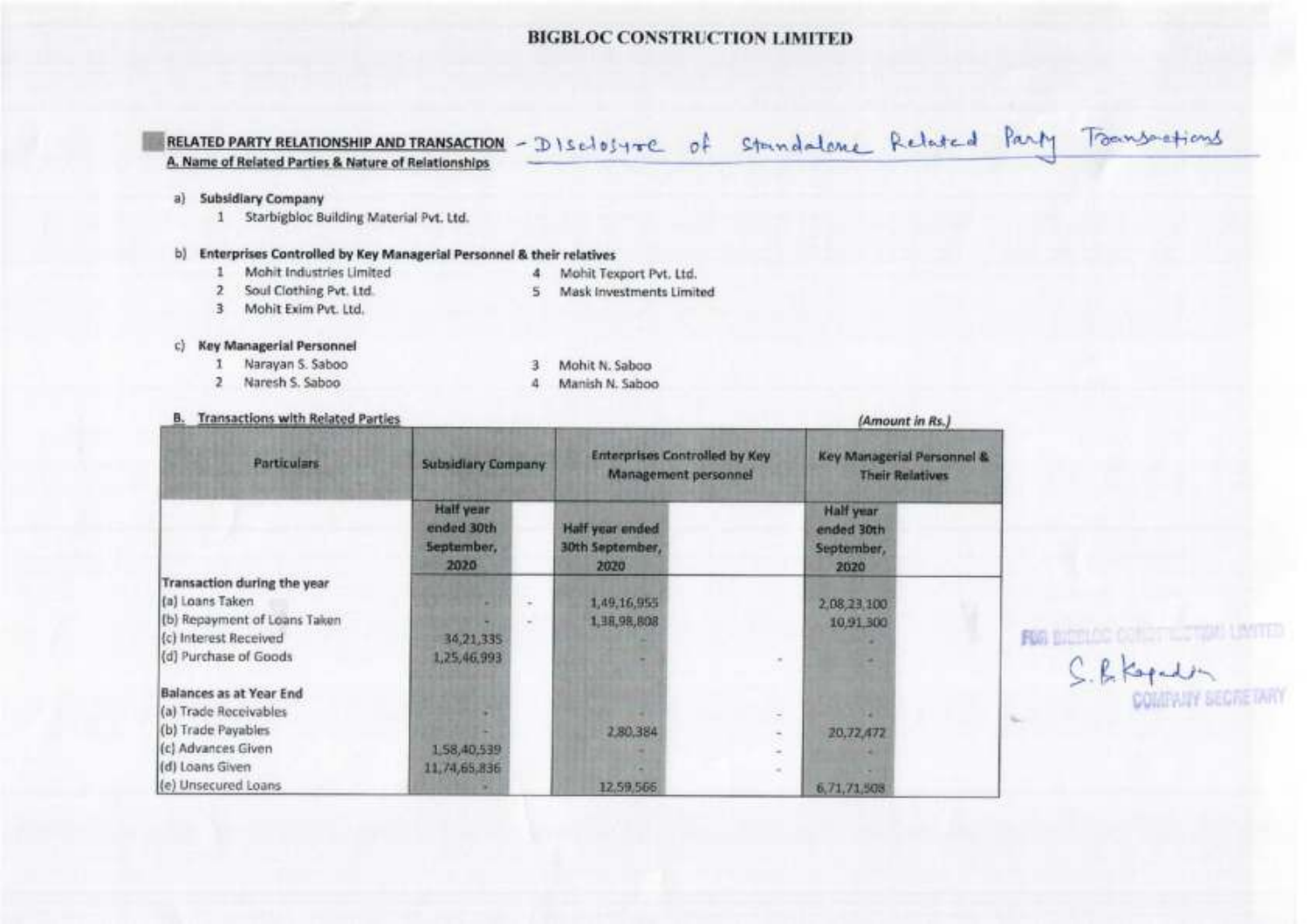# BIGBLOC CONSTRUCTION LIMITED

## RELATED PARTY RELATIONSHIP AND TRANSACTION - Disclosure of Standalone Related Party Transactions

**A. Name of Related Parties & Nature of Relationships**

a) **Subsidiary Company**

1. Starbigbloc Building Material Pvt. Ltd.

b) **Enterprises Controlled by Key Managerial Personnel & their relatives**

1. Mohit Industries Limited
2. Soul Clothing Pvt. Ltd.
3. Mohit Exim Pvt. Ltd.
4. Mohit Texport Pvt. Ltd.
5. Mask Investments Limited

c) **Key Managerial Personnel**

1. Narayan S. Saboo
2. Naresh S. Saboo
3. Mohit N. Saboo
4. Manish N. Saboo

**B. Transactions with Related Parties**

*(Amount in Rs.)*

| Particulars | Subsidiary Company | | Enterprises Controlled by Key Management personnel | | Key Managerial Personnel & Their Relatives | |
|---|---|---|---|---|---|---|
| | Half year ended 30th September, 2020 | | Half year ended 30th September, 2020 | | Half year ended 30th September, 2020 | |
| **Transaction during the year** | | | | | | |
| (a) Loans Taken | - | - | 1,49,16,955 | | 2,08,23,100 | |
| (b) Repayment of Loans Taken | - | - | 1,38,98,808 | | 10,91,300 | |
| (c) Interest Received | 34,21,335 | | - | | - | |
| (d) Purchase of Goods | 1,25,46,993 | | - | - | - | |
| **Balances as at Year End** | | | | | | |
| (a) Trade Receivables | - | | - | - | - | |
| (b) Trade Payables | - | | 2,80,384 | - | 20,72,472 | |
| (c) Advances Given | 1,58,40,539 | | - | - | - | |
| (d) Loans Given | 11,74,65,836 | | - | - | - | |
| (e) Unsecured Loans | - | | 12,59,566 | | 6,71,71,508 | |

FOR BIGBLOC CONSTRUCTION LIMITED

S. B. Kapadia

COMPANY SECRETARY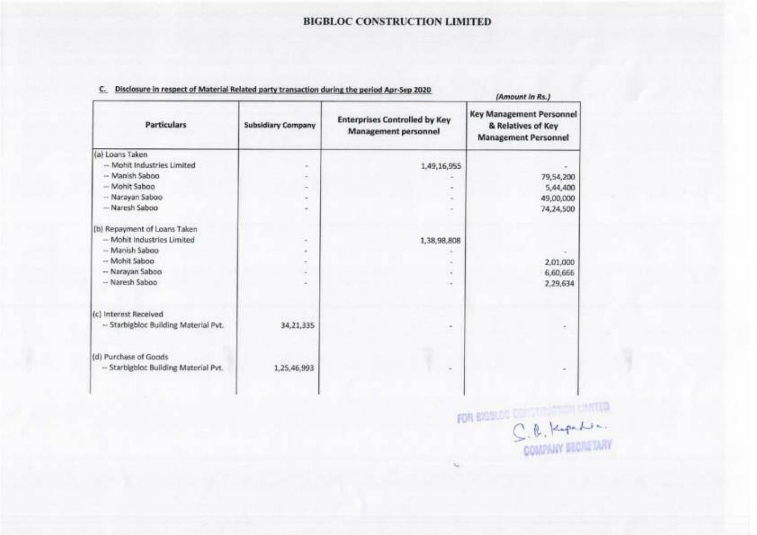# BIGBLOC CONSTRUCTION LIMITED

**C. Disclosure in respect of Material Related party transaction during the period Apr-Sep 2020**

*(Amount in Rs.)*

| Particulars | Subsidiary Company | Enterprises Controlled by Key Management personnel | Key Management Personnel & Relatives of Key Management Personnel |
|---|---|---|---|
| (a) Loans Taken | | | |
| -- Mohit Industries Limited | - | 1,49,16,955 | - |
| -- Manish Saboo | - | - | 79,54,200 |
| -- Mohit Saboo | - | - | 5,44,400 |
| -- Narayan Saboo | - | - | 49,00,000 |
| -- Naresh Saboo | - | - | 74,24,500 |
| (b) Repayment of Loans Taken | | | |
| -- Mohit Industries Limited | - | 1,38,98,808 | |
| -- Manish Saboo | - | - | - |
| -- Mohit Saboo | - | - | 2,01,000 |
| -- Narayan Saboo | - | - | 6,60,666 |
| -- Naresh Saboo | - | - | 2,29,634 |
| (c) Interest Received | | | |
| -- Starbigbloc Building Material Pvt. | 34,21,335 | - | - |
| (d) Purchase of Goods | | | |
| -- Starbigbloc Building Material Pvt. | 1,25,46,993 | - | - |

FOR BIGBLOC CONSTRUCTION LIMITED

COMPANY SECRETARY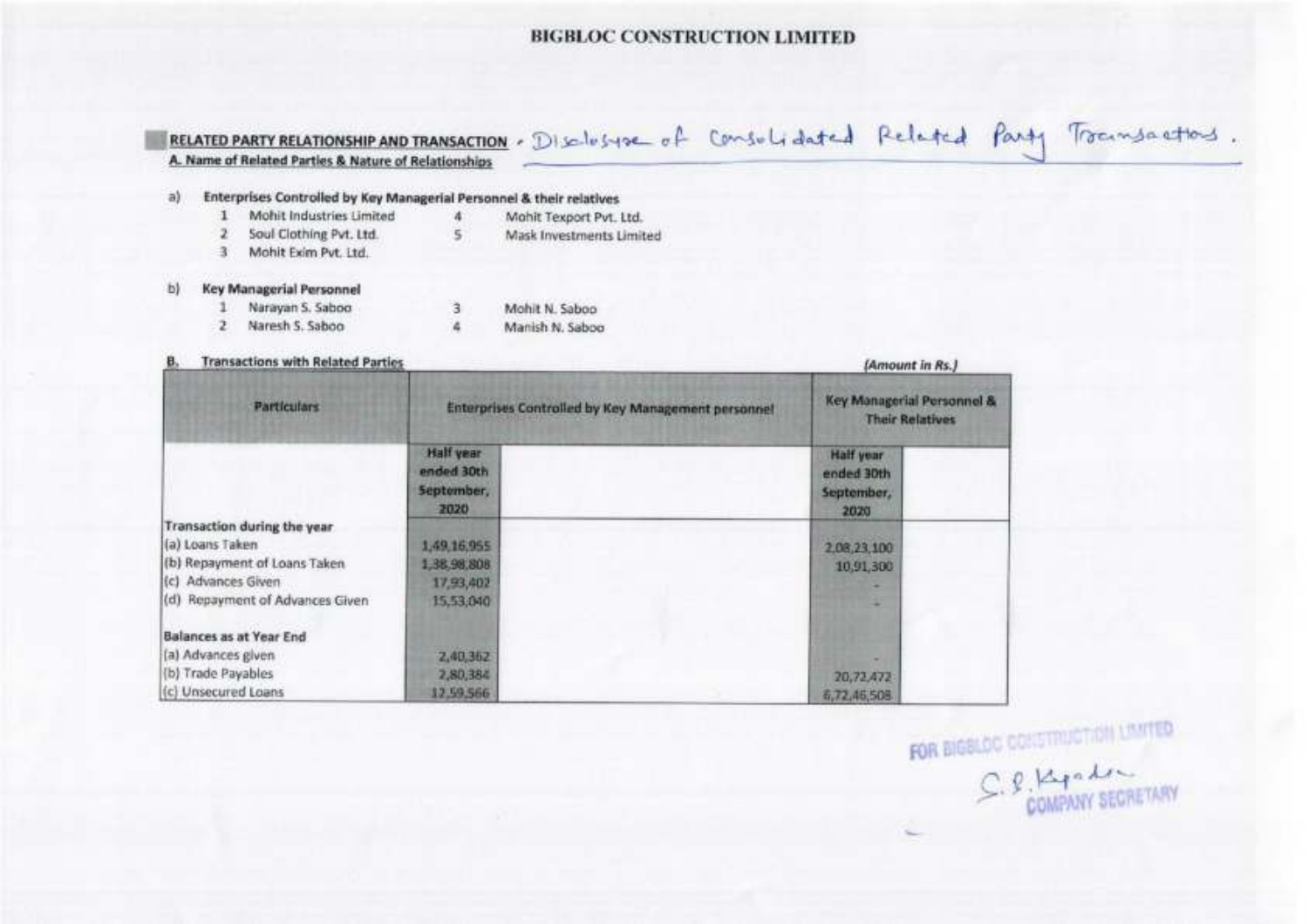# BIGBLOC CONSTRUCTION LIMITED

**RELATED PARTY RELATIONSHIP AND TRANSACTION** - Disclosure of Consolidated Related Party Transactions.

**A. Name of Related Parties & Nature of Relationships**

a) **Enterprises Controlled by Key Managerial Personnel & their relatives**

1. Mohit Industries Limited
2. Soul Clothing Pvt. Ltd.
3. Mohit Exim Pvt. Ltd.
4. Mohit Texport Pvt. Ltd.
5. Mask Investments Limited

b) **Key Managerial Personnel**

1. Narayan S. Saboo
2. Naresh S. Saboo
3. Mohit N. Saboo
4. Manish N. Saboo

**B. Transactions with Related Parties**

*(Amount in Rs.)*

| Particulars | Enterprises Controlled by Key Management personnel | | Key Managerial Personnel & Their Relatives | |
|---|---|---|---|---|
| | Half year ended 30th September, 2020 | | Half year ended 30th September, 2020 | |
| **Transaction during the year** | | | | |
| (a) Loans Taken | 1,49,16,955 | | 2,08,23,100 | |
| (b) Repayment of Loans Taken | 1,38,98,808 | | 10,91,300 | |
| (c) Advances Given | 17,93,402 | | - | |
| (d) Repayment of Advances Given | 15,53,040 | | - | |
| **Balances as at Year End** | | | | |
| (a) Advances given | 2,40,362 | | - | |
| (b) Trade Payables | 2,80,384 | | 20,72,472 | |
| (c) Unsecured Loans | 12,59,566 | | 6,72,46,508 | |

FOR BIGBLOC CONSTRUCTION LIMITED

COMPANY SECRETARY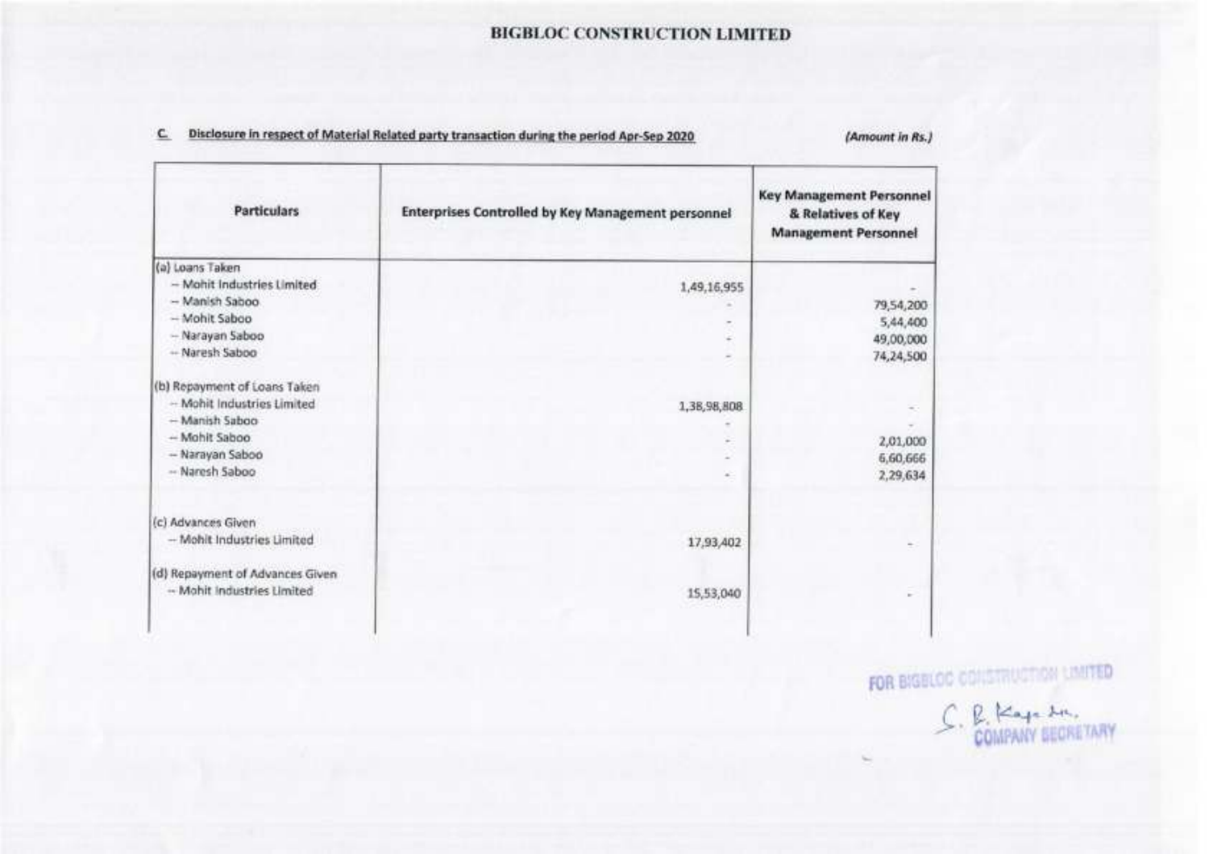# BIGBLOC CONSTRUCTION LIMITED

**C. Disclosure in respect of Material Related party transaction during the period Apr-Sep 2020**

*(Amount in Rs.)*

| Particulars | Enterprises Controlled by Key Management personnel | Key Management Personnel & Relatives of Key Management Personnel |
|---|---|---|
| (a) Loans Taken | | |
| -- Mohit Industries Limited | 1,49,16,955 | - |
| -- Manish Saboo | - | 79,54,200 |
| -- Mohit Saboo | - | 5,44,400 |
| -- Narayan Saboo | - | 49,00,000 |
| -- Naresh Saboo | - | 74,24,500 |
| (b) Repayment of Loans Taken | | |
| -- Mohit Industries Limited | 1,38,98,808 | - |
| -- Manish Saboo | - | - |
| -- Mohit Saboo | - | 2,01,000 |
| -- Narayan Saboo | - | 6,60,666 |
| -- Naresh Saboo | - | 2,29,634 |
| (c) Advances Given | | |
| -- Mohit Industries Limited | 17,93,402 | - |
| (d) Repayment of Advances Given | | |
| -- Mohit Industries Limited | 15,53,040 | - |

FOR BIGBLOC CONSTRUCTION LIMITED

COMPANY SECRETARY